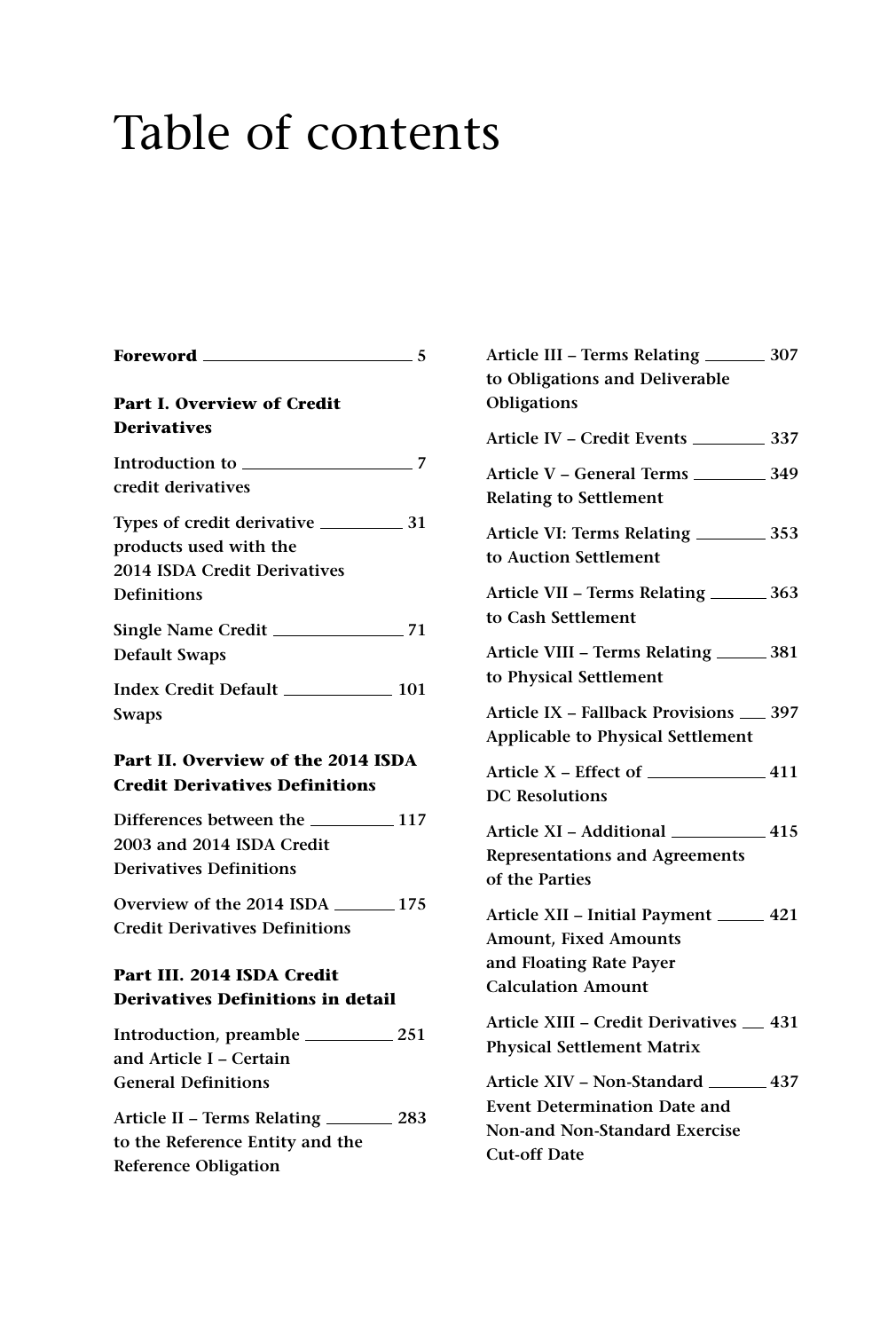# Table of contents

**Foreword** — 5

**Part I. Overview of Credit Derivatives**

**Introduction to credit derivatives** — 7

**Types of credit derivative products used with the 2014 ISDA Credit Derivatives Definitions** — 31

**Single Name Credit Default Swaps** — 71

**Index Credit Default Swaps** — 101

**Part II. Overview of the 2014 ISDA Credit Derivatives Definitions**

**Differences between the 2003 and 2014 ISDA Credit Derivatives Definitions** — 117

**Overview of the 2014 ISDA Credit Derivatives Definitions** — 175

**Part III. 2014 ISDA Credit Derivatives Definitions in detail**

**Introduction, preamble and Article I – Certain General Definitions** — 251

**Article II – Terms Relating to the Reference Entity and the Reference Obligation** — 283

**Article III – Terms Relating to Obligations and Deliverable Obligations** — 307

**Article IV – Credit Events** — 337

**Article V – General Terms Relating to Settlement** — 349

**Article VI: Terms Relating to Auction Settlement** — 353

**Article VII – Terms Relating to Cash Settlement** — 363

**Article VIII – Terms Relating to Physical Settlement** — 381

**Article IX – Fallback Provisions Applicable to Physical Settlement** — 397

**Article X – Effect of DC Resolutions** — 411

**Article XI – Additional Representations and Agreements of the Parties** — 415

**Article XII – Initial Payment Amount, Fixed Amounts and Floating Rate Payer Calculation Amount** — 421

**Article XIII – Credit Derivatives Physical Settlement Matrix** — 431

**Article XIV – Non-Standard Event Determination Date and Non-and Non-Standard Exercise Cut-off Date** — 437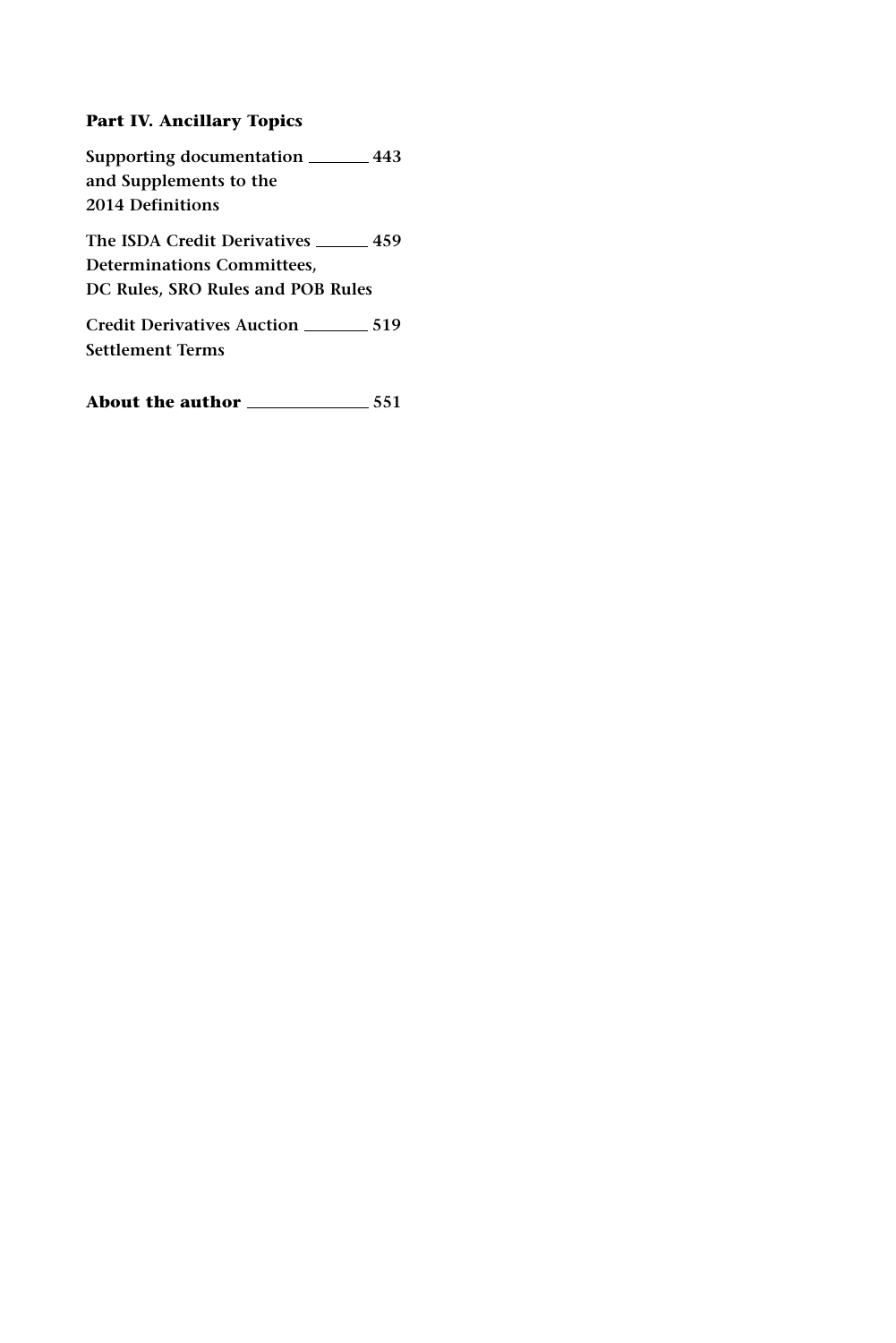**Part IV. Ancillary Topics**

**Supporting documentation and Supplements to the 2014 Definitions** — 443

**The ISDA Credit Derivatives Determinations Committees, DC Rules, SRO Rules and POB Rules** — 459

**Credit Derivatives Auction Settlement Terms** — 519

**About the author** — 551